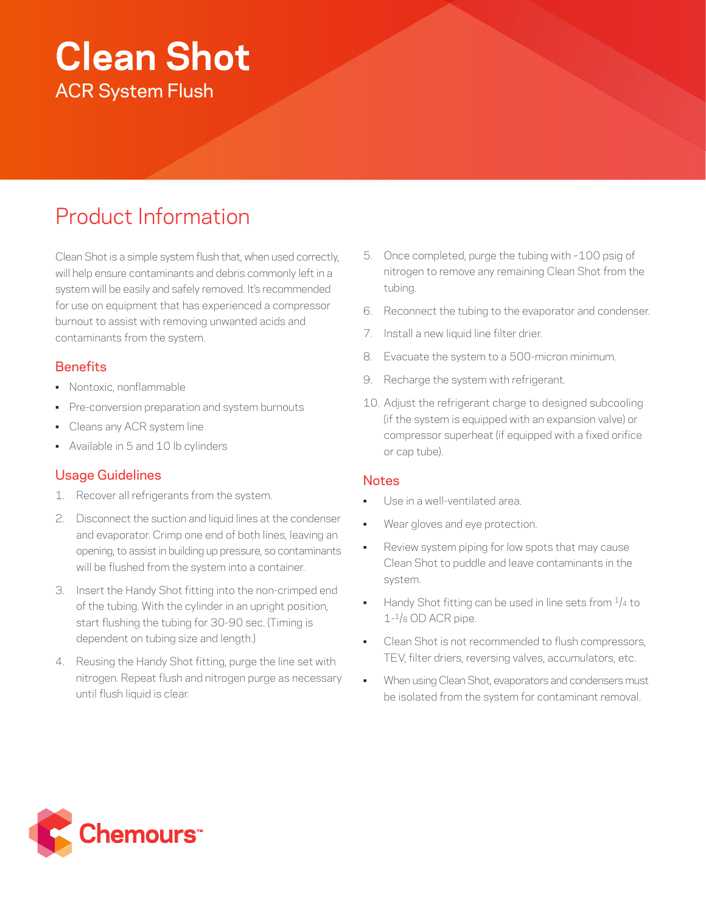# Clean Shot

ACR System Flush

## Product Information

Clean Shot is a simple system flush that, when used correctly, will help ensure contaminants and debris commonly left in a system will be easily and safely removed. It's recommended for use on equipment that has experienced a compressor burnout to assist with removing unwanted acids and contaminants from the system.

### Benefits

- Nontoxic, nonflammable
- Pre-conversion preparation and system burnouts
- Cleans any ACR system line
- Available in 5 and 10 lb cylinders

### Usage Guidelines

1. Recover all refrigerants from the system.
2. Disconnect the suction and liquid lines at the condenser and evaporator. Crimp one end of both lines, leaving an opening, to assist in building up pressure, so contaminants will be flushed from the system into a container.
3. Insert the Handy Shot fitting into the non-crimped end of the tubing. With the cylinder in an upright position, start flushing the tubing for 30-90 sec. (Timing is dependent on tubing size and length.)
4. Reusing the Handy Shot fitting, purge the line set with nitrogen. Repeat flush and nitrogen purge as necessary until flush liquid is clear.
5. Once completed, purge the tubing with ~100 psig of nitrogen to remove any remaining Clean Shot from the tubing.
6. Reconnect the tubing to the evaporator and condenser.
7. Install a new liquid line filter drier.
8. Evacuate the system to a 500-micron minimum.
9. Recharge the system with refrigerant.
10. Adjust the refrigerant charge to designed subcooling (if the system is equipped with an expansion valve) or compressor superheat (if equipped with a fixed orifice or cap tube).

### Notes

- Use in a well-ventilated area.
- Wear gloves and eye protection.
- Review system piping for low spots that may cause Clean Shot to puddle and leave contaminants in the system.
- Handy Shot fitting can be used in line sets from 1/4 to 1-1/8 OD ACR pipe.
- Clean Shot is not recommended to flush compressors, TEV, filter driers, reversing valves, accumulators, etc.
- When using Clean Shot, evaporators and condensers must be isolated from the system for contaminant removal.

Chemours™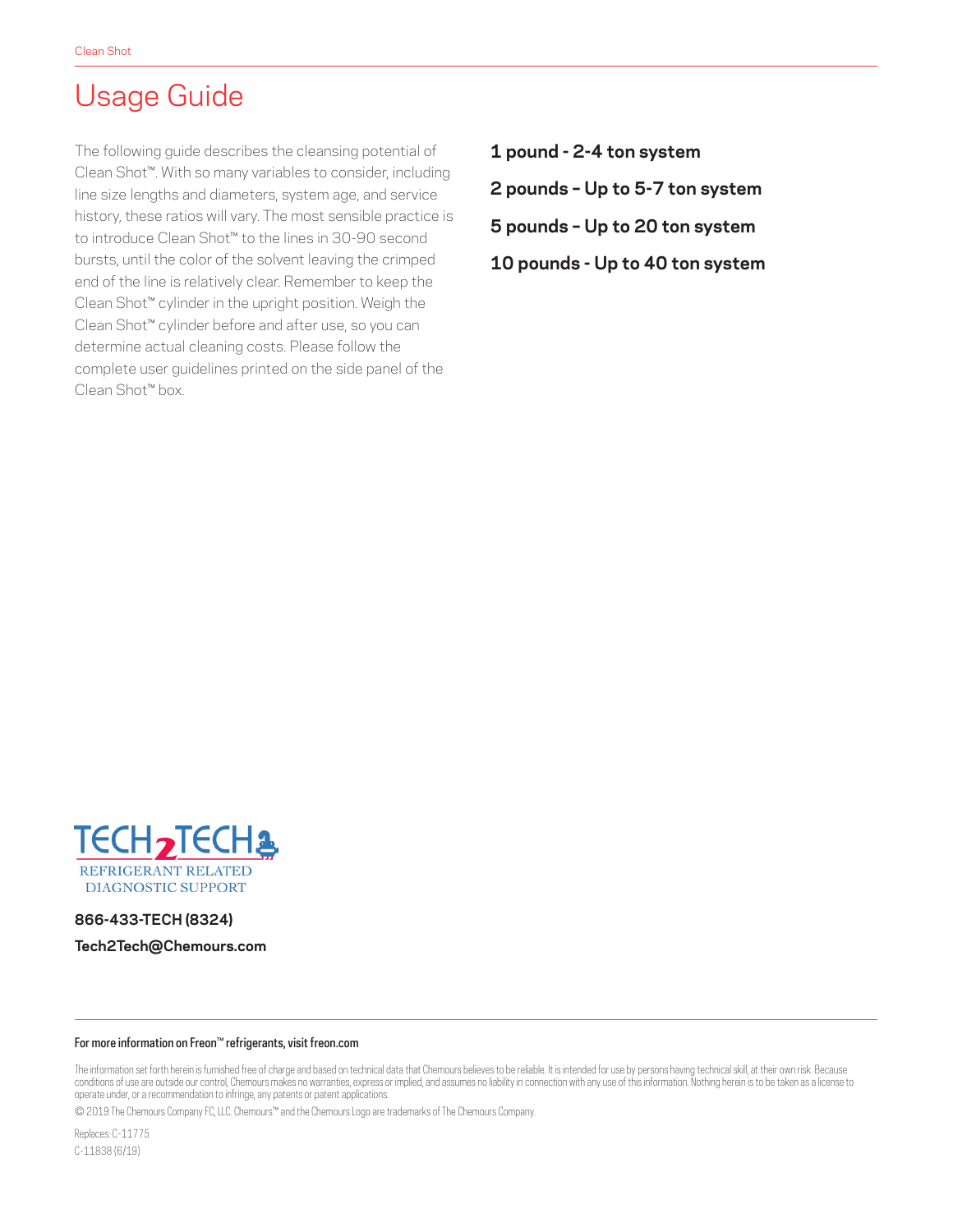# Usage Guide

The following guide describes the cleansing potential of Clean Shot™. With so many variables to consider, including line size lengths and diameters, system age, and service history, these ratios will vary. The most sensible practice is to introduce Clean Shot™ to the lines in 30-90 second bursts, until the color of the solvent leaving the crimped end of the line is relatively clear. Remember to keep the Clean Shot™ cylinder in the upright position. Weigh the Clean Shot™ cylinder before and after use, so you can determine actual cleaning costs. Please follow the complete user guidelines printed on the side panel of the Clean Shot™ box.

**1 pound - 2-4 ton system**

**2 pounds – Up to 5-7 ton system**

**5 pounds – Up to 20 ton system**

**10 pounds - Up to 40 ton system**

TECH2TECH
REFRIGERANT RELATED
DIAGNOSTIC SUPPORT

**866-433-TECH (8324)**

**Tech2Tech@Chemours.com**

For more information on Freon™ refrigerants, visit freon.com

The information set forth herein is furnished free of charge and based on technical data that Chemours believes to be reliable. It is intended for use by persons having technical skill, at their own risk. Because conditions of use are outside our control, Chemours makes no warranties, express or implied, and assumes no liability in connection with any use of this information. Nothing herein is to be taken as a license to operate under, or a recommendation to infringe, any patents or patent applications.

© 2019 The Chemours Company FC, LLC. Chemours™ and the Chemours Logo are trademarks of The Chemours Company.

Replaces: C-11775

C-11838 (6/19)